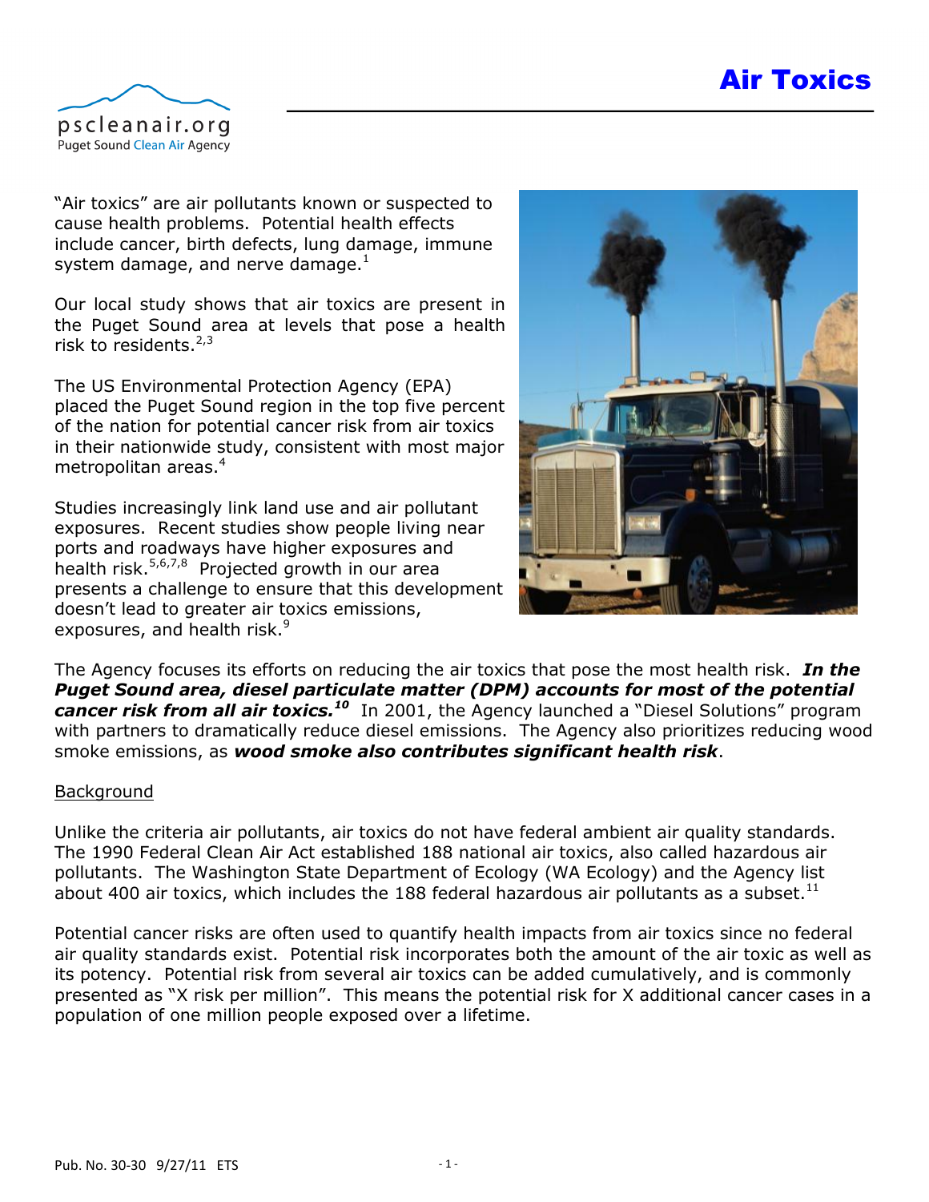pscleanair.org
Puget Sound Clean Air Agency

# Air Toxics

"Air toxics" are air pollutants known or suspected to cause health problems. Potential health effects include cancer, birth defects, lung damage, immune system damage, and nerve damage.[1]

Our local study shows that air toxics are present in the Puget Sound area at levels that pose a health risk to residents.[2,3]

The US Environmental Protection Agency (EPA) placed the Puget Sound region in the top five percent of the nation for potential cancer risk from air toxics in their nationwide study, consistent with most major metropolitan areas.[4]

Studies increasingly link land use and air pollutant exposures. Recent studies show people living near ports and roadways have higher exposures and health risk.[5,6,7,8] Projected growth in our area presents a challenge to ensure that this development doesn't lead to greater air toxics emissions, exposures, and health risk.[9]

The Agency focuses its efforts on reducing the air toxics that pose the most health risk. ***In the Puget Sound area, diesel particulate matter (DPM) accounts for most of the potential cancer risk from all air toxics.***[10] In 2001, the Agency launched a "Diesel Solutions" program with partners to dramatically reduce diesel emissions. The Agency also prioritizes reducing wood smoke emissions, as ***wood smoke also contributes significant health risk***.

## Background

Unlike the criteria air pollutants, air toxics do not have federal ambient air quality standards. The 1990 Federal Clean Air Act established 188 national air toxics, also called hazardous air pollutants. The Washington State Department of Ecology (WA Ecology) and the Agency list about 400 air toxics, which includes the 188 federal hazardous air pollutants as a subset.[11]

Potential cancer risks are often used to quantify health impacts from air toxics since no federal air quality standards exist. Potential risk incorporates both the amount of the air toxic as well as its potency. Potential risk from several air toxics can be added cumulatively, and is commonly presented as "X risk per million". This means the potential risk for X additional cancer cases in a population of one million people exposed over a lifetime.

Pub. No. 30-30 9/27/11 ETS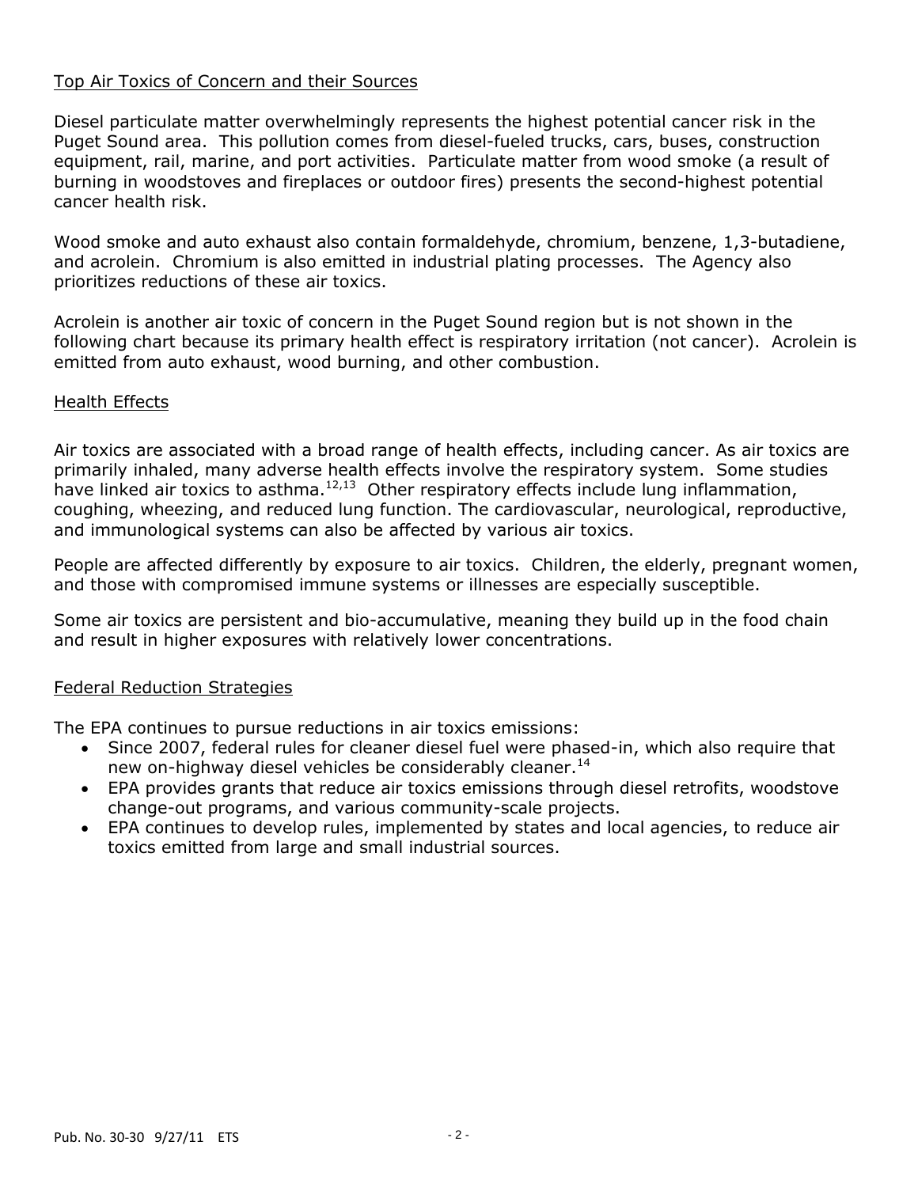## Top Air Toxics of Concern and their Sources

Diesel particulate matter overwhelmingly represents the highest potential cancer risk in the Puget Sound area. This pollution comes from diesel-fueled trucks, cars, buses, construction equipment, rail, marine, and port activities. Particulate matter from wood smoke (a result of burning in woodstoves and fireplaces or outdoor fires) presents the second-highest potential cancer health risk.

Wood smoke and auto exhaust also contain formaldehyde, chromium, benzene, 1,3-butadiene, and acrolein. Chromium is also emitted in industrial plating processes. The Agency also prioritizes reductions of these air toxics.

Acrolein is another air toxic of concern in the Puget Sound region but is not shown in the following chart because its primary health effect is respiratory irritation (not cancer). Acrolein is emitted from auto exhaust, wood burning, and other combustion.

## Health Effects

Air toxics are associated with a broad range of health effects, including cancer. As air toxics are primarily inhaled, many adverse health effects involve the respiratory system. Some studies have linked air toxics to asthma.[12,13] Other respiratory effects include lung inflammation, coughing, wheezing, and reduced lung function. The cardiovascular, neurological, reproductive, and immunological systems can also be affected by various air toxics.

People are affected differently by exposure to air toxics. Children, the elderly, pregnant women, and those with compromised immune systems or illnesses are especially susceptible.

Some air toxics are persistent and bio-accumulative, meaning they build up in the food chain and result in higher exposures with relatively lower concentrations.

## Federal Reduction Strategies

The EPA continues to pursue reductions in air toxics emissions:

- Since 2007, federal rules for cleaner diesel fuel were phased-in, which also require that new on-highway diesel vehicles be considerably cleaner.[14]
- EPA provides grants that reduce air toxics emissions through diesel retrofits, woodstove change-out programs, and various community-scale projects.
- EPA continues to develop rules, implemented by states and local agencies, to reduce air toxics emitted from large and small industrial sources.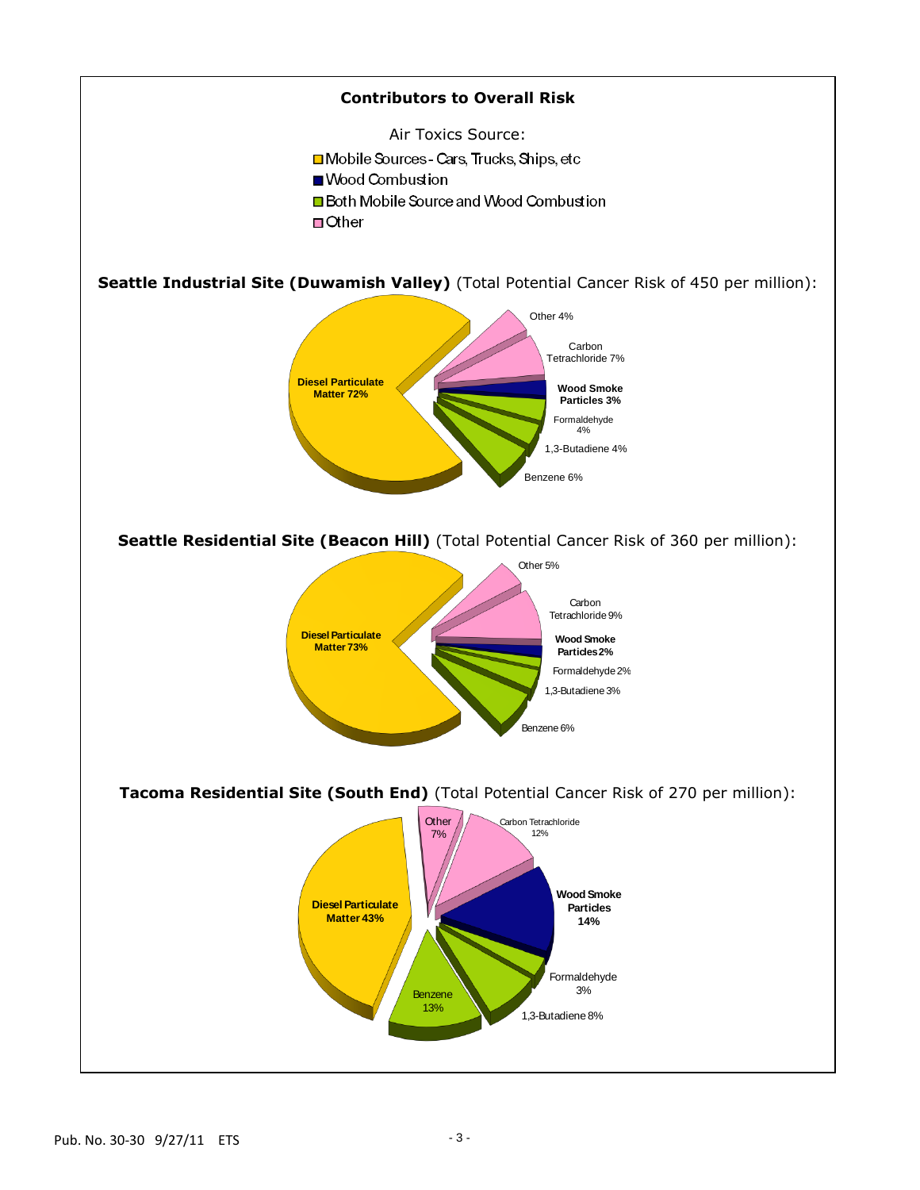## Contributors to Overall Risk

Air Toxics Source:

- Mobile Sources - Cars, Trucks, Ships, etc
- Wood Combustion
- Both Mobile Source and Wood Combustion
- Other

**Seattle Industrial Site (Duwamish Valley)** (Total Potential Cancer Risk of 450 per million):

- Diesel Particulate Matter 72%
- Other 4%
- Carbon Tetrachloride 7%
- Wood Smoke Particles 3%
- Formaldehyde 4%
- 1,3-Butadiene 4%
- Benzene 6%

**Seattle Residential Site (Beacon Hill)** (Total Potential Cancer Risk of 360 per million):

- Diesel Particulate Matter 73%
- Other 5%
- Carbon Tetrachloride 9%
- Wood Smoke Particles 2%
- Formaldehyde 2%
- 1,3-Butadiene 3%
- Benzene 6%

**Tacoma Residential Site (South End)** (Total Potential Cancer Risk of 270 per million):

- Diesel Particulate Matter 43%
- Other 7%
- Carbon Tetrachloride 12%
- Wood Smoke Particles 14%
- Formaldehyde 3%
- 1,3-Butadiene 8%
- Benzene 13%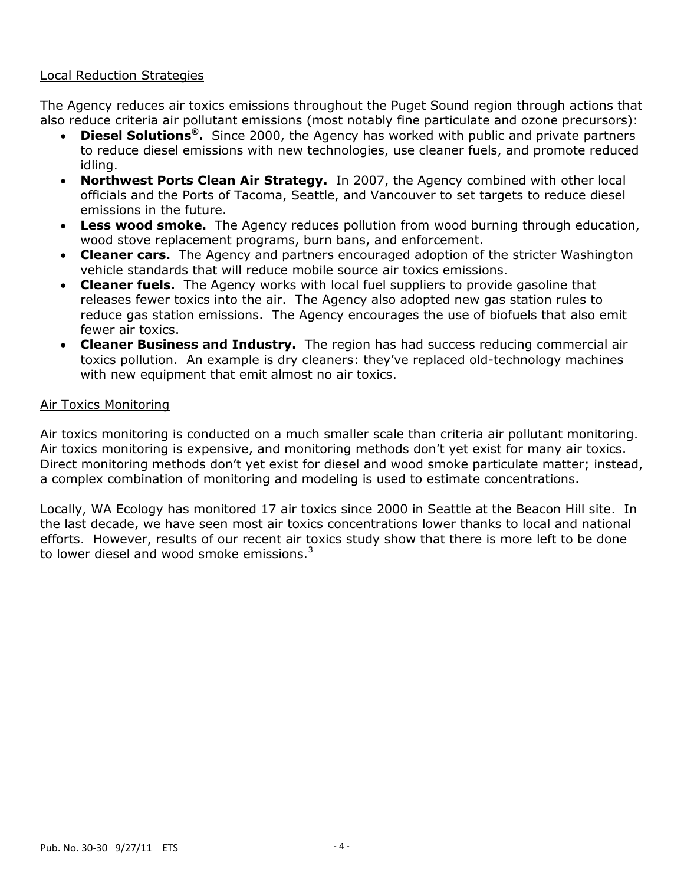## Local Reduction Strategies

The Agency reduces air toxics emissions throughout the Puget Sound region through actions that also reduce criteria air pollutant emissions (most notably fine particulate and ozone precursors):

- **Diesel Solutions®.** Since 2000, the Agency has worked with public and private partners to reduce diesel emissions with new technologies, use cleaner fuels, and promote reduced idling.
- **Northwest Ports Clean Air Strategy.** In 2007, the Agency combined with other local officials and the Ports of Tacoma, Seattle, and Vancouver to set targets to reduce diesel emissions in the future.
- **Less wood smoke.** The Agency reduces pollution from wood burning through education, wood stove replacement programs, burn bans, and enforcement.
- **Cleaner cars.** The Agency and partners encouraged adoption of the stricter Washington vehicle standards that will reduce mobile source air toxics emissions.
- **Cleaner fuels.** The Agency works with local fuel suppliers to provide gasoline that releases fewer toxics into the air. The Agency also adopted new gas station rules to reduce gas station emissions. The Agency encourages the use of biofuels that also emit fewer air toxics.
- **Cleaner Business and Industry.** The region has had success reducing commercial air toxics pollution. An example is dry cleaners: they've replaced old-technology machines with new equipment that emit almost no air toxics.

## Air Toxics Monitoring

Air toxics monitoring is conducted on a much smaller scale than criteria air pollutant monitoring. Air toxics monitoring is expensive, and monitoring methods don't yet exist for many air toxics. Direct monitoring methods don't yet exist for diesel and wood smoke particulate matter; instead, a complex combination of monitoring and modeling is used to estimate concentrations.

Locally, WA Ecology has monitored 17 air toxics since 2000 in Seattle at the Beacon Hill site. In the last decade, we have seen most air toxics concentrations lower thanks to local and national efforts. However, results of our recent air toxics study show that there is more left to be done to lower diesel and wood smoke emissions.[3]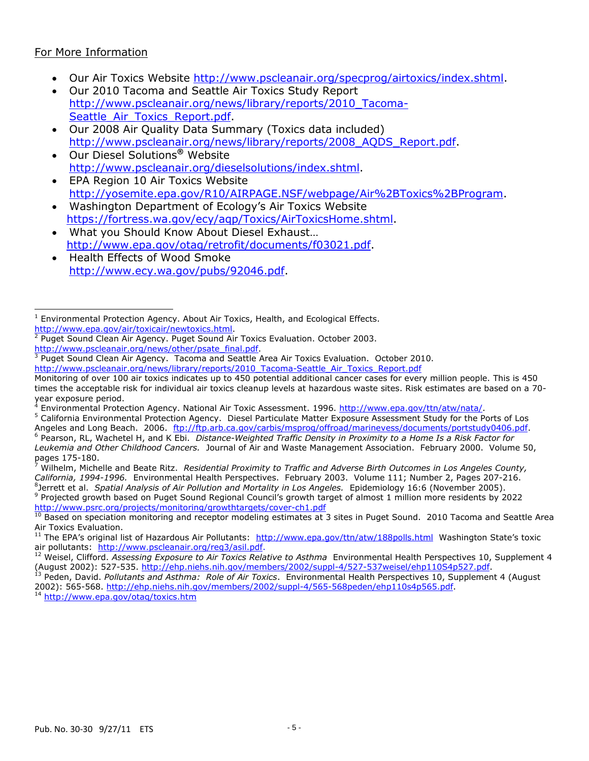For More Information

- Our Air Toxics Website http://www.pscleanair.org/specprog/airtoxics/index.shtml.
- Our 2010 Tacoma and Seattle Air Toxics Study Report http://www.pscleanair.org/news/library/reports/2010_Tacoma-Seattle_Air_Toxics_Report.pdf.
- Our 2008 Air Quality Data Summary (Toxics data included) http://www.pscleanair.org/news/library/reports/2008_AQDS_Report.pdf.
- Our Diesel Solutions® Website http://www.pscleanair.org/dieselsolutions/index.shtml.
- EPA Region 10 Air Toxics Website http://yosemite.epa.gov/R10/AIRPAGE.NSF/webpage/Air%2BToxics%2BProgram.
- Washington Department of Ecology's Air Toxics Website https://fortress.wa.gov/ecy/aqp/Toxics/AirToxicsHome.shtml.
- What you Should Know About Diesel Exhaust… http://www.epa.gov/otaq/retrofit/documents/f03021.pdf.
- Health Effects of Wood Smoke http://www.ecy.wa.gov/pubs/92046.pdf.

---

[1] Environmental Protection Agency. About Air Toxics, Health, and Ecological Effects. http://www.epa.gov/air/toxicair/newtoxics.html.

[2] Puget Sound Clean Air Agency. Puget Sound Air Toxics Evaluation. October 2003. http://www.pscleanair.org/news/other/psate_final.pdf.

[3] Puget Sound Clean Air Agency. Tacoma and Seattle Area Air Toxics Evaluation. October 2010. http://www.pscleanair.org/news/library/reports/2010_Tacoma-Seattle_Air_Toxics_Report.pdf
Monitoring of over 100 air toxics indicates up to 450 potential additional cancer cases for every million people. This is 450 times the acceptable risk for individual air toxics cleanup levels at hazardous waste sites. Risk estimates are based on a 70-year exposure period.

[4] Environmental Protection Agency. National Air Toxic Assessment. 1996. http://www.epa.gov/ttn/atw/nata/.

[5] California Environmental Protection Agency. Diesel Particulate Matter Exposure Assessment Study for the Ports of Los Angeles and Long Beach. 2006. ftp://ftp.arb.ca.gov/carbis/msprog/offroad/marinevess/documents/portstudy0406.pdf.

[6] Pearson, RL, Wachetel H, and K Ebi. *Distance-Weighted Traffic Density in Proximity to a Home Is a Risk Factor for Leukemia and Other Childhood Cancers.* Journal of Air and Waste Management Association. February 2000. Volume 50, pages 175-180.

[7] Wilhelm, Michelle and Beate Ritz. *Residential Proximity to Traffic and Adverse Birth Outcomes in Los Angeles County, California, 1994-1996.* Environmental Health Perspectives. February 2003. Volume 111; Number 2, Pages 207-216.

[8] Jerrett et al. *Spatial Analysis of Air Pollution and Mortality in Los Angeles.* Epidemiology 16:6 (November 2005).

[9] Projected growth based on Puget Sound Regional Council's growth target of almost 1 million more residents by 2022 http://www.psrc.org/projects/monitoring/growthtargets/cover-ch1.pdf

[10] Based on speciation monitoring and receptor modeling estimates at 3 sites in Puget Sound. 2010 Tacoma and Seattle Area Air Toxics Evaluation.

[11] The EPA's original list of Hazardous Air Pollutants: http://www.epa.gov/ttn/atw/188polls.html Washington State's toxic air pollutants: http://www.pscleanair.org/reg3/asil.pdf.

[12] Weisel, Clifford. *Assessing Exposure to Air Toxics Relative to Asthma* Environmental Health Perspectives 10, Supplement 4 (August 2002): 527-535. http://ehp.niehs.nih.gov/members/2002/suppl-4/527-537weisel/ehp110S4p527.pdf.

[13] Peden, David. *Pollutants and Asthma: Role of Air Toxics*. Environmental Health Perspectives 10, Supplement 4 (August 2002): 565-568. http://ehp.niehs.nih.gov/members/2002/suppl-4/565-568peden/ehp110s4p565.pdf.

[14] http://www.epa.gov/otaq/toxics.htm

Pub. No. 30-30 9/27/11 ETS